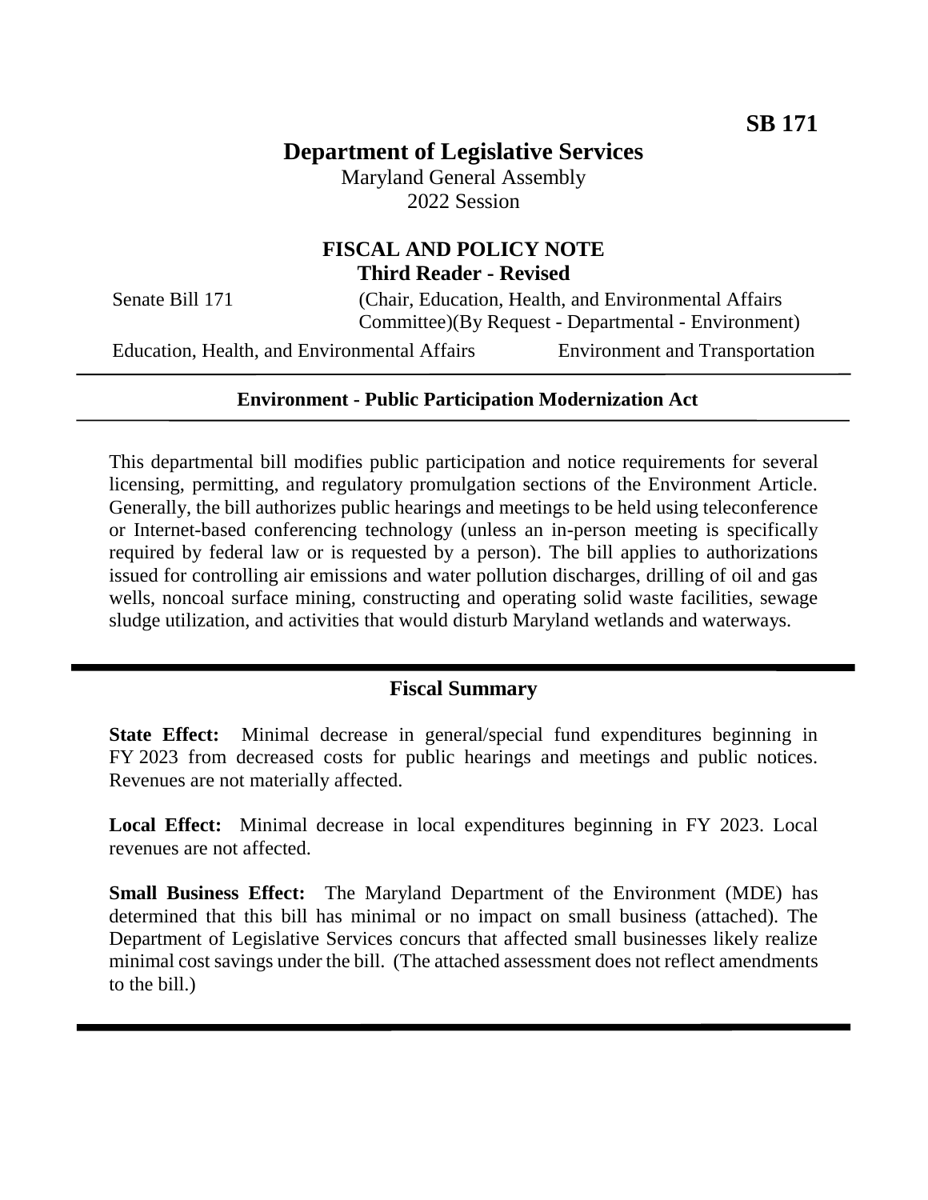**SB 171**

# Department of Legislative Services

Maryland General Assembly
2022 Session

## FISCAL AND POLICY NOTE
**Third Reader - Revised**

Senate Bill 171 (Chair, Education, Health, and Environmental Affairs Committee)(By Request - Departmental - Environment)

Education, Health, and Environmental Affairs Environment and Transportation

---

**Environment - Public Participation Modernization Act**

---

This departmental bill modifies public participation and notice requirements for several licensing, permitting, and regulatory promulgation sections of the Environment Article. Generally, the bill authorizes public hearings and meetings to be held using teleconference or Internet-based conferencing technology (unless an in-person meeting is specifically required by federal law or is requested by a person). The bill applies to authorizations issued for controlling air emissions and water pollution discharges, drilling of oil and gas wells, noncoal surface mining, constructing and operating solid waste facilities, sewage sludge utilization, and activities that would disturb Maryland wetlands and waterways.

---

## Fiscal Summary

**State Effect:** Minimal decrease in general/special fund expenditures beginning in FY 2023 from decreased costs for public hearings and meetings and public notices. Revenues are not materially affected.

**Local Effect:** Minimal decrease in local expenditures beginning in FY 2023. Local revenues are not affected.

**Small Business Effect:** The Maryland Department of the Environment (MDE) has determined that this bill has minimal or no impact on small business (attached). The Department of Legislative Services concurs that affected small businesses likely realize minimal cost savings under the bill. (The attached assessment does not reflect amendments to the bill.)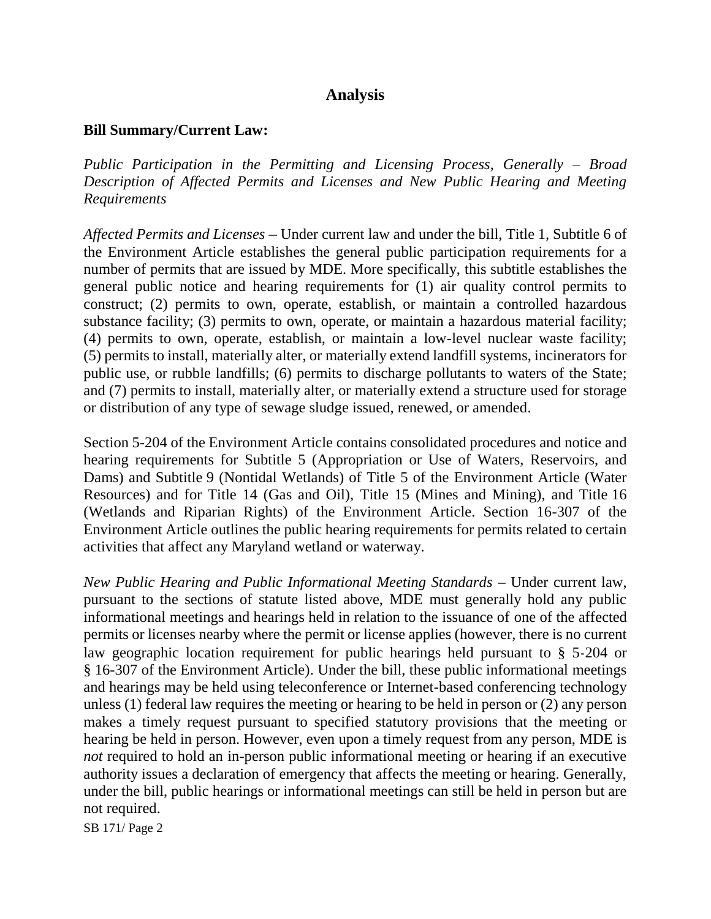## Analysis

**Bill Summary/Current Law:**

*Public Participation in the Permitting and Licensing Process, Generally – Broad Description of Affected Permits and Licenses and New Public Hearing and Meeting Requirements*

*Affected Permits and Licenses* – Under current law and under the bill, Title 1, Subtitle 6 of the Environment Article establishes the general public participation requirements for a number of permits that are issued by MDE. More specifically, this subtitle establishes the general public notice and hearing requirements for (1) air quality control permits to construct; (2) permits to own, operate, establish, or maintain a controlled hazardous substance facility; (3) permits to own, operate, or maintain a hazardous material facility; (4) permits to own, operate, establish, or maintain a low-level nuclear waste facility; (5) permits to install, materially alter, or materially extend landfill systems, incinerators for public use, or rubble landfills; (6) permits to discharge pollutants to waters of the State; and (7) permits to install, materially alter, or materially extend a structure used for storage or distribution of any type of sewage sludge issued, renewed, or amended.

Section 5-204 of the Environment Article contains consolidated procedures and notice and hearing requirements for Subtitle 5 (Appropriation or Use of Waters, Reservoirs, and Dams) and Subtitle 9 (Nontidal Wetlands) of Title 5 of the Environment Article (Water Resources) and for Title 14 (Gas and Oil), Title 15 (Mines and Mining), and Title 16 (Wetlands and Riparian Rights) of the Environment Article. Section 16-307 of the Environment Article outlines the public hearing requirements for permits related to certain activities that affect any Maryland wetland or waterway.

*New Public Hearing and Public Informational Meeting Standards* – Under current law, pursuant to the sections of statute listed above, MDE must generally hold any public informational meetings and hearings held in relation to the issuance of one of the affected permits or licenses nearby where the permit or license applies (however, there is no current law geographic location requirement for public hearings held pursuant to § 5-204 or § 16-307 of the Environment Article). Under the bill, these public informational meetings and hearings may be held using teleconference or Internet-based conferencing technology unless (1) federal law requires the meeting or hearing to be held in person or (2) any person makes a timely request pursuant to specified statutory provisions that the meeting or hearing be held in person. However, even upon a timely request from any person, MDE is *not* required to hold an in-person public informational meeting or hearing if an executive authority issues a declaration of emergency that affects the meeting or hearing. Generally, under the bill, public hearings or informational meetings can still be held in person but are not required.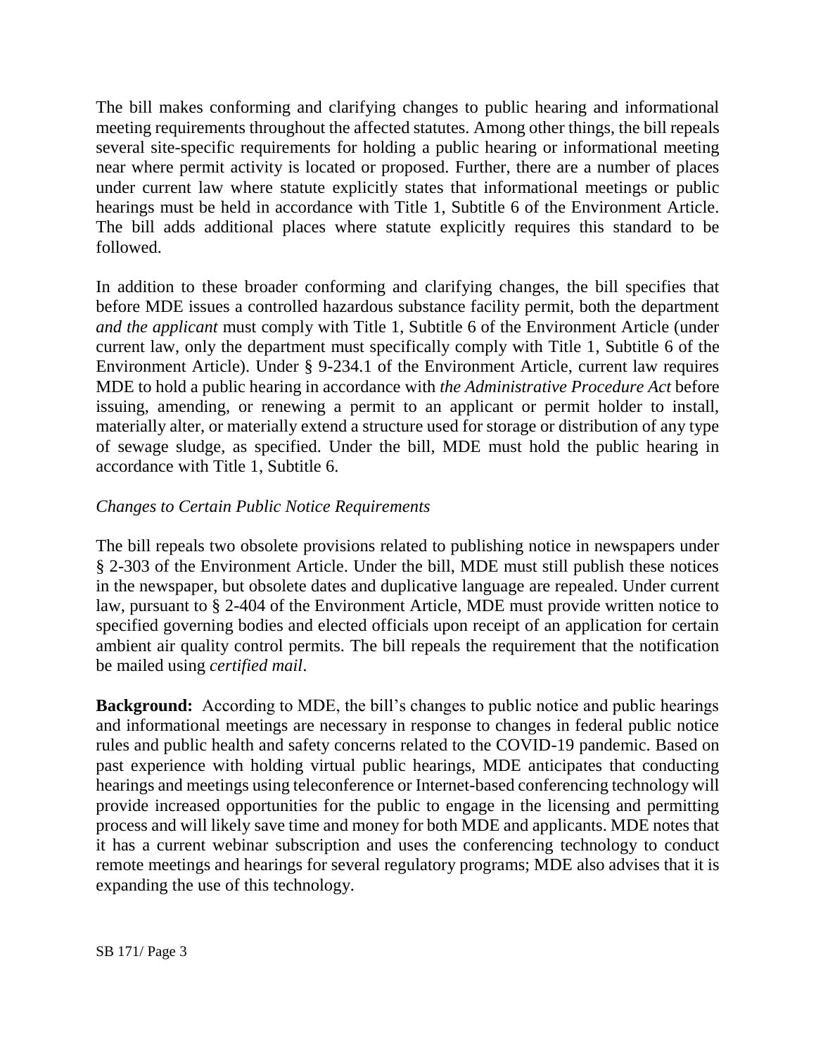The bill makes conforming and clarifying changes to public hearing and informational meeting requirements throughout the affected statutes. Among other things, the bill repeals several site-specific requirements for holding a public hearing or informational meeting near where permit activity is located or proposed. Further, there are a number of places under current law where statute explicitly states that informational meetings or public hearings must be held in accordance with Title 1, Subtitle 6 of the Environment Article. The bill adds additional places where statute explicitly requires this standard to be followed.

In addition to these broader conforming and clarifying changes, the bill specifies that before MDE issues a controlled hazardous substance facility permit, both the department *and the applicant* must comply with Title 1, Subtitle 6 of the Environment Article (under current law, only the department must specifically comply with Title 1, Subtitle 6 of the Environment Article). Under § 9-234.1 of the Environment Article, current law requires MDE to hold a public hearing in accordance with *the Administrative Procedure Act* before issuing, amending, or renewing a permit to an applicant or permit holder to install, materially alter, or materially extend a structure used for storage or distribution of any type of sewage sludge, as specified. Under the bill, MDE must hold the public hearing in accordance with Title 1, Subtitle 6.

*Changes to Certain Public Notice Requirements*

The bill repeals two obsolete provisions related to publishing notice in newspapers under § 2-303 of the Environment Article. Under the bill, MDE must still publish these notices in the newspaper, but obsolete dates and duplicative language are repealed. Under current law, pursuant to § 2-404 of the Environment Article, MDE must provide written notice to specified governing bodies and elected officials upon receipt of an application for certain ambient air quality control permits. The bill repeals the requirement that the notification be mailed using *certified mail*.

**Background:** According to MDE, the bill's changes to public notice and public hearings and informational meetings are necessary in response to changes in federal public notice rules and public health and safety concerns related to the COVID-19 pandemic. Based on past experience with holding virtual public hearings, MDE anticipates that conducting hearings and meetings using teleconference or Internet-based conferencing technology will provide increased opportunities for the public to engage in the licensing and permitting process and will likely save time and money for both MDE and applicants. MDE notes that it has a current webinar subscription and uses the conferencing technology to conduct remote meetings and hearings for several regulatory programs; MDE also advises that it is expanding the use of this technology.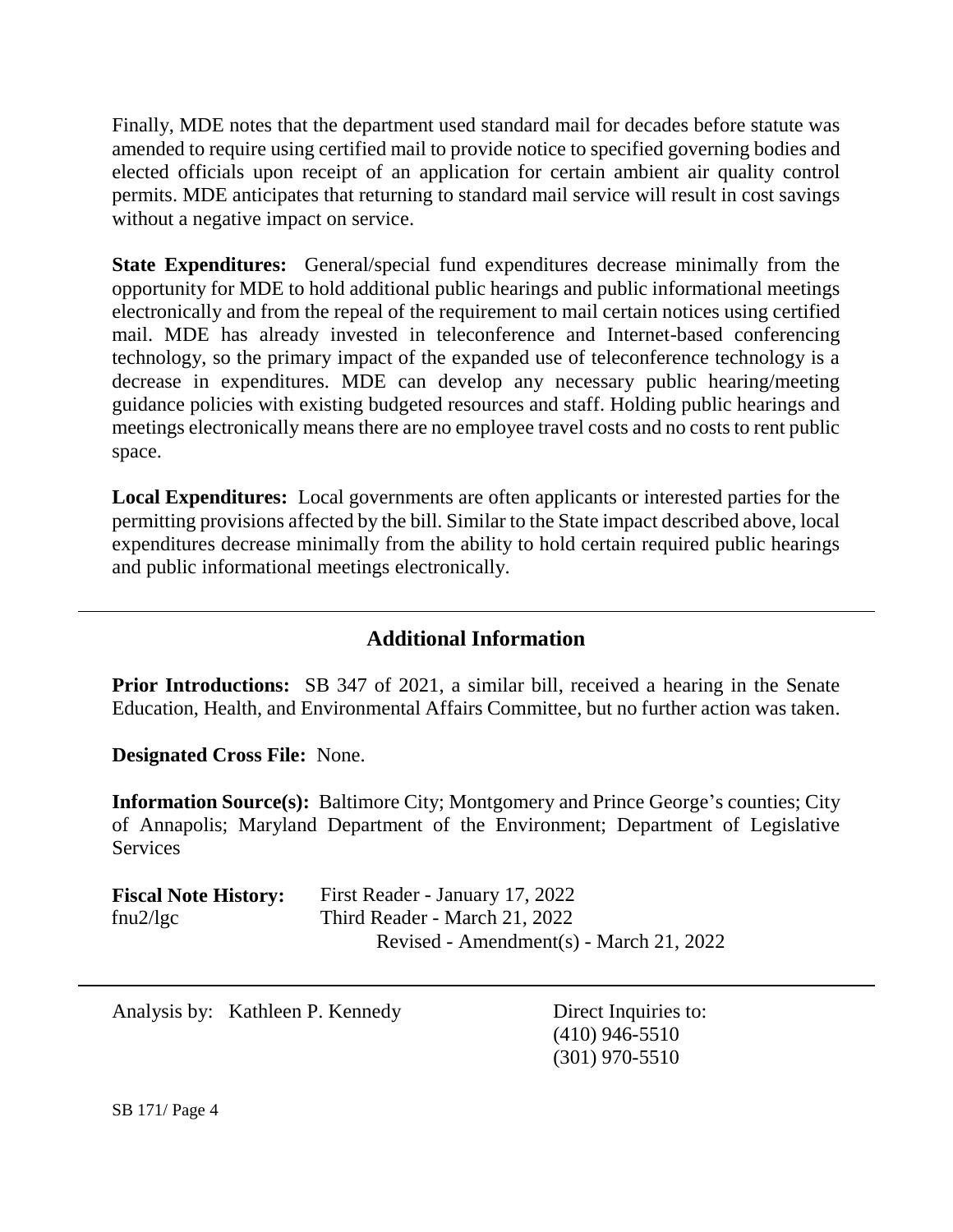Finally, MDE notes that the department used standard mail for decades before statute was amended to require using certified mail to provide notice to specified governing bodies and elected officials upon receipt of an application for certain ambient air quality control permits. MDE anticipates that returning to standard mail service will result in cost savings without a negative impact on service.

**State Expenditures:** General/special fund expenditures decrease minimally from the opportunity for MDE to hold additional public hearings and public informational meetings electronically and from the repeal of the requirement to mail certain notices using certified mail. MDE has already invested in teleconference and Internet-based conferencing technology, so the primary impact of the expanded use of teleconference technology is a decrease in expenditures. MDE can develop any necessary public hearing/meeting guidance policies with existing budgeted resources and staff. Holding public hearings and meetings electronically means there are no employee travel costs and no costs to rent public space.

**Local Expenditures:** Local governments are often applicants or interested parties for the permitting provisions affected by the bill. Similar to the State impact described above, local expenditures decrease minimally from the ability to hold certain required public hearings and public informational meetings electronically.

## Additional Information

**Prior Introductions:** SB 347 of 2021, a similar bill, received a hearing in the Senate Education, Health, and Environmental Affairs Committee, but no further action was taken.

**Designated Cross File:** None.

**Information Source(s):** Baltimore City; Montgomery and Prince George's counties; City of Annapolis; Maryland Department of the Environment; Department of Legislative Services

**Fiscal Note History:** First Reader - January 17, 2022
fnu2/lgc Third Reader - March 21, 2022
Revised - Amendment(s) - March 21, 2022

Analysis by: Kathleen P. Kennedy

Direct Inquiries to:
(410) 946-5510
(301) 970-5510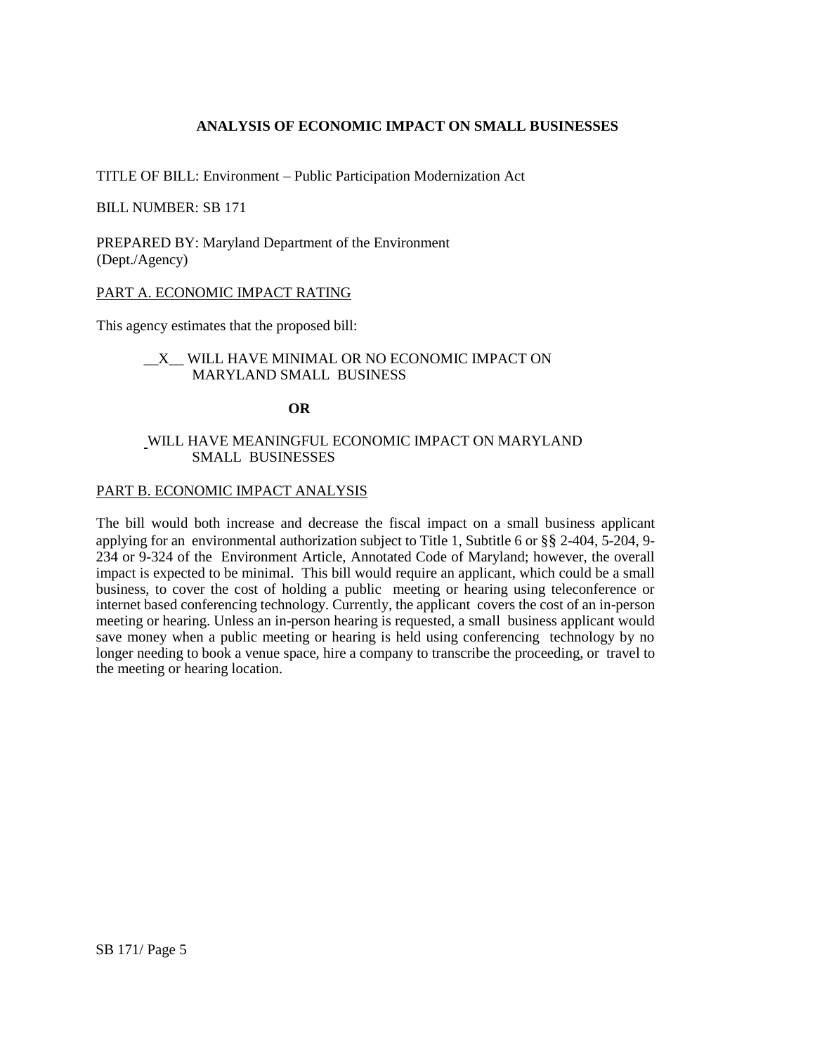**ANALYSIS OF ECONOMIC IMPACT ON SMALL BUSINESSES**

TITLE OF BILL: Environment – Public Participation Modernization Act

BILL NUMBER: SB 171

PREPARED BY: Maryland Department of the Environment
(Dept./Agency)

PART A. ECONOMIC IMPACT RATING

This agency estimates that the proposed bill:

__X__ WILL HAVE MINIMAL OR NO ECONOMIC IMPACT ON MARYLAND SMALL BUSINESS

**OR**

WILL HAVE MEANINGFUL ECONOMIC IMPACT ON MARYLAND SMALL BUSINESSES

PART B. ECONOMIC IMPACT ANALYSIS

The bill would both increase and decrease the fiscal impact on a small business applicant applying for an environmental authorization subject to Title 1, Subtitle 6 or §§ 2-404, 5-204, 9-234 or 9-324 of the Environment Article, Annotated Code of Maryland; however, the overall impact is expected to be minimal. This bill would require an applicant, which could be a small business, to cover the cost of holding a public meeting or hearing using teleconference or internet based conferencing technology. Currently, the applicant covers the cost of an in-person meeting or hearing. Unless an in-person hearing is requested, a small business applicant would save money when a public meeting or hearing is held using conferencing technology by no longer needing to book a venue space, hire a company to transcribe the proceeding, or travel to the meeting or hearing location.